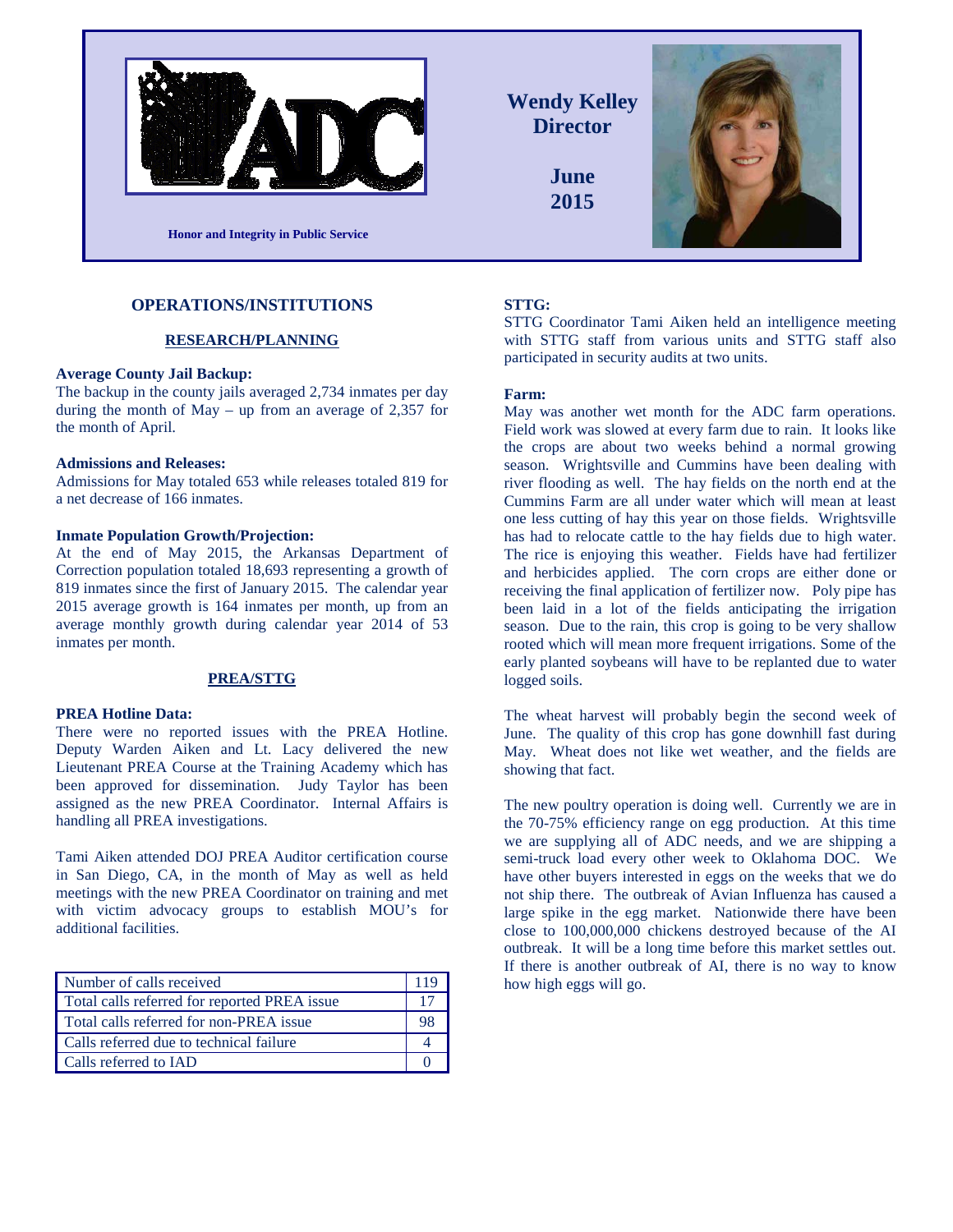ADC

Honor and Integrity in Public Service

**Wendy Kelley**
**Director**

**June 2015**

## OPERATIONS/INSTITUTIONS

### RESEARCH/PLANNING

**Average County Jail Backup:**
The backup in the county jails averaged 2,734 inmates per day during the month of May – up from an average of 2,357 for the month of April.

**Admissions and Releases:**
Admissions for May totaled 653 while releases totaled 819 for a net decrease of 166 inmates.

**Inmate Population Growth/Projection:**
At the end of May 2015, the Arkansas Department of Correction population totaled 18,693 representing a growth of 819 inmates since the first of January 2015. The calendar year 2015 average growth is 164 inmates per month, up from an average monthly growth during calendar year 2014 of 53 inmates per month.

### PREA/STTG

**PREA Hotline Data:**
There were no reported issues with the PREA Hotline. Deputy Warden Aiken and Lt. Lacy delivered the new Lieutenant PREA Course at the Training Academy which has been approved for dissemination. Judy Taylor has been assigned as the new PREA Coordinator. Internal Affairs is handling all PREA investigations.

Tami Aiken attended DOJ PREA Auditor certification course in San Diego, CA, in the month of May as well as held meetings with the new PREA Coordinator on training and met with victim advocacy groups to establish MOU's for additional facilities.

| Number of calls received | 119 |
|---|---|
| Total calls referred for reported PREA issue | 17 |
| Total calls referred for non-PREA issue | 98 |
| Calls referred due to technical failure | 4 |
| Calls referred to IAD | 0 |

**STTG:**
STTG Coordinator Tami Aiken held an intelligence meeting with STTG staff from various units and STTG staff also participated in security audits at two units.

**Farm:**
May was another wet month for the ADC farm operations. Field work was slowed at every farm due to rain. It looks like the crops are about two weeks behind a normal growing season. Wrightsville and Cummins have been dealing with river flooding as well. The hay fields on the north end at the Cummins Farm are all under water which will mean at least one less cutting of hay this year on those fields. Wrightsville has had to relocate cattle to the hay fields due to high water. The rice is enjoying this weather. Fields have had fertilizer and herbicides applied. The corn crops are either done or receiving the final application of fertilizer now. Poly pipe has been laid in a lot of the fields anticipating the irrigation season. Due to the rain, this crop is going to be very shallow rooted which will mean more frequent irrigations. Some of the early planted soybeans will have to be replanted due to water logged soils.

The wheat harvest will probably begin the second week of June. The quality of this crop has gone downhill fast during May. Wheat does not like wet weather, and the fields are showing that fact.

The new poultry operation is doing well. Currently we are in the 70-75% efficiency range on egg production. At this time we are supplying all of ADC needs, and we are shipping a semi-truck load every other week to Oklahoma DOC. We have other buyers interested in eggs on the weeks that we do not ship there. The outbreak of Avian Influenza has caused a large spike in the egg market. Nationwide there have been close to 100,000,000 chickens destroyed because of the AI outbreak. It will be a long time before this market settles out. If there is another outbreak of AI, there is no way to know how high eggs will go.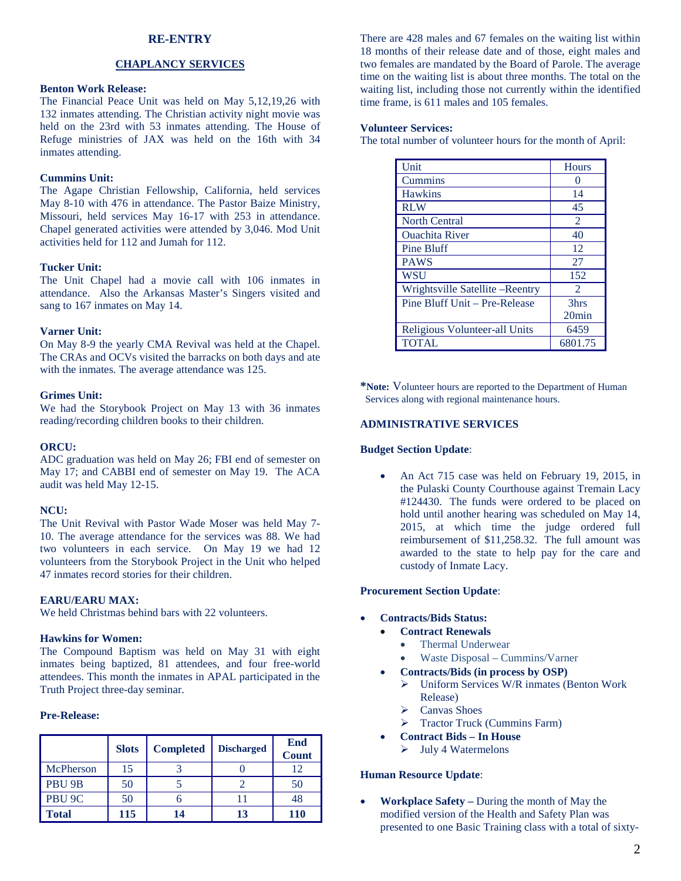## RE-ENTRY

### CHAPLANCY SERVICES

**Benton Work Release:**
The Financial Peace Unit was held on May 5,12,19,26 with 132 inmates attending. The Christian activity night movie was held on the 23rd with 53 inmates attending. The House of Refuge ministries of JAX was held on the 16th with 34 inmates attending.

**Cummins Unit:**
The Agape Christian Fellowship, California, held services May 8-10 with 476 in attendance. The Pastor Baize Ministry, Missouri, held services May 16-17 with 253 in attendance. Chapel generated activities were attended by 3,046. Mod Unit activities held for 112 and Jumah for 112.

**Tucker Unit:**
The Unit Chapel had a movie call with 106 inmates in attendance. Also the Arkansas Master's Singers visited and sang to 167 inmates on May 14.

**Varner Unit:**
On May 8-9 the yearly CMA Revival was held at the Chapel. The CRAs and OCVs visited the barracks on both days and ate with the inmates. The average attendance was 125.

**Grimes Unit:**
We had the Storybook Project on May 13 with 36 inmates reading/recording children books to their children.

**ORCU:**
ADC graduation was held on May 26; FBI end of semester on May 17; and CABBI end of semester on May 19. The ACA audit was held May 12-15.

**NCU:**
The Unit Revival with Pastor Wade Moser was held May 7-10. The average attendance for the services was 88. We had two volunteers in each service. On May 19 we had 12 volunteers from the Storybook Project in the Unit who helped 47 inmates record stories for their children.

**EARU/EARU MAX:**
We held Christmas behind bars with 22 volunteers.

**Hawkins for Women:**
The Compound Baptism was held on May 31 with eight inmates being baptized, 81 attendees, and four free-world attendees. This month the inmates in APAL participated in the Truth Project three-day seminar.

**Pre-Release:**

| | Slots | Completed | Discharged | End Count |
|---|---|---|---|---|
| McPherson | 15 | 3 | 0 | 12 |
| PBU 9B | 50 | 5 | 2 | 50 |
| PBU 9C | 50 | 6 | 11 | 48 |
| **Total** | **115** | **14** | **13** | **110** |

There are 428 males and 67 females on the waiting list within 18 months of their release date and of those, eight males and two females are mandated by the Board of Parole. The average time on the waiting list is about three months. The total on the waiting list, including those not currently within the identified time frame, is 611 males and 105 females.

**Volunteer Services:**
The total number of volunteer hours for the month of April:

| Unit | Hours |
|---|---|
| Cummins | 0 |
| Hawkins | 14 |
| RLW | 45 |
| North Central | 2 |
| Ouachita River | 40 |
| Pine Bluff | 12 |
| PAWS | 27 |
| WSU | 152 |
| Wrightsville Satellite –Reentry | 2 |
| Pine Bluff Unit – Pre-Release | 3hrs 20min |
| Religious Volunteer-all Units | 6459 |
| TOTAL | 6801.75 |

***Note:** Volunteer hours are reported to the Department of Human Services along with regional maintenance hours.

### ADMINISTRATIVE SERVICES

**Budget Section Update**:

- An Act 715 case was held on February 19, 2015, in the Pulaski County Courthouse against Tremain Lacy #124430. The funds were ordered to be placed on hold until another hearing was scheduled on May 14, 2015, at which time the judge ordered full reimbursement of $11,258.32. The full amount was awarded to the state to help pay for the care and custody of Inmate Lacy.

**Procurement Section Update**:

- **Contracts/Bids Status:**
  - **Contract Renewals**
    - Thermal Underwear
    - Waste Disposal – Cummins/Varner
  - **Contracts/Bids (in process by OSP)**
    - Uniform Services W/R inmates (Benton Work Release)
    - Canvas Shoes
    - Tractor Truck (Cummins Farm)
  - **Contract Bids – In House**
    - July 4 Watermelons

**Human Resource Update**:

- **Workplace Safety –** During the month of May the modified version of the Health and Safety Plan was presented to one Basic Training class with a total of sixty-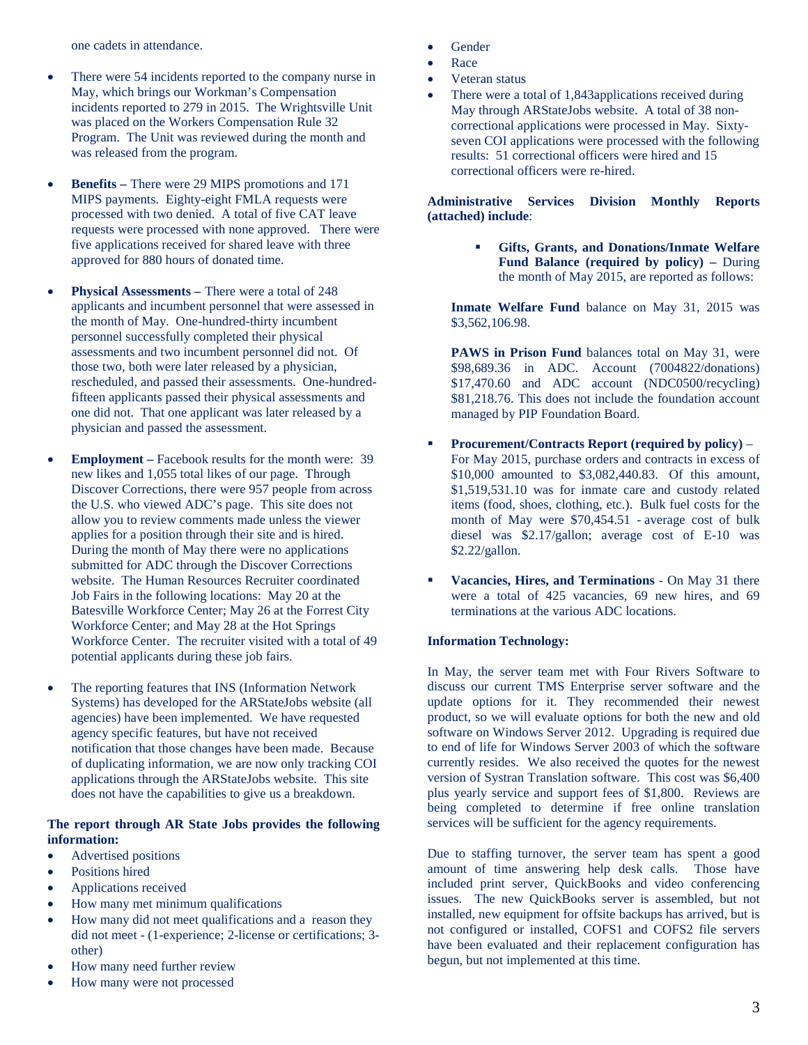one cadets in attendance.

- There were 54 incidents reported to the company nurse in May, which brings our Workman's Compensation incidents reported to 279 in 2015. The Wrightsville Unit was placed on the Workers Compensation Rule 32 Program. The Unit was reviewed during the month and was released from the program.

- **Benefits –** There were 29 MIPS promotions and 171 MIPS payments. Eighty-eight FMLA requests were processed with two denied. A total of five CAT leave requests were processed with none approved. There were five applications received for shared leave with three approved for 880 hours of donated time.

- **Physical Assessments –** There were a total of 248 applicants and incumbent personnel that were assessed in the month of May. One-hundred-thirty incumbent personnel successfully completed their physical assessments and two incumbent personnel did not. Of those two, both were later released by a physician, rescheduled, and passed their assessments. One-hundred-fifteen applicants passed their physical assessments and one did not. That one applicant was later released by a physician and passed the assessment.

- **Employment –** Facebook results for the month were: 39 new likes and 1,055 total likes of our page. Through Discover Corrections, there were 957 people from across the U.S. who viewed ADC's page. This site does not allow you to review comments made unless the viewer applies for a position through their site and is hired. During the month of May there were no applications submitted for ADC through the Discover Corrections website. The Human Resources Recruiter coordinated Job Fairs in the following locations: May 20 at the Batesville Workforce Center; May 26 at the Forrest City Workforce Center; and May 28 at the Hot Springs Workforce Center. The recruiter visited with a total of 49 potential applicants during these job fairs.

- The reporting features that INS (Information Network Systems) has developed for the ARStateJobs website (all agencies) have been implemented. We have requested agency specific features, but have not received notification that those changes have been made. Because of duplicating information, we are now only tracking COI applications through the ARStateJobs website. This site does not have the capabilities to give us a breakdown.

**The report through AR State Jobs provides the following information:**

- Advertised positions
- Positions hired
- Applications received
- How many met minimum qualifications
- How many did not meet qualifications and a reason they did not meet - (1-experience; 2-license or certifications; 3-other)
- How many need further review
- How many were not processed
- Gender
- Race
- Veteran status
- There were a total of 1,843applications received during May through ARStateJobs website. A total of 38 non-correctional applications were processed in May. Sixty-seven COI applications were processed with the following results: 51 correctional officers were hired and 15 correctional officers were re-hired.

**Administrative Services Division Monthly Reports (attached) include**:

- **Gifts, Grants, and Donations/Inmate Welfare Fund Balance (required by policy) –** During the month of May 2015, are reported as follows:

**Inmate Welfare Fund** balance on May 31, 2015 was $3,562,106.98.

**PAWS in Prison Fund** balances total on May 31, were $98,689.36 in ADC. Account (7004822/donations) $17,470.60 and ADC account (NDC0500/recycling) $81,218.76. This does not include the foundation account managed by PIP Foundation Board.

- **Procurement/Contracts Report (required by policy)** – For May 2015, purchase orders and contracts in excess of $10,000 amounted to $3,082,440.83. Of this amount, $1,519,531.10 was for inmate care and custody related items (food, shoes, clothing, etc.). Bulk fuel costs for the month of May were $70,454.51 - average cost of bulk diesel was $2.17/gallon; average cost of E-10 was $2.22/gallon.

- **Vacancies, Hires, and Terminations** - On May 31 there were a total of 425 vacancies, 69 new hires, and 69 terminations at the various ADC locations.

**Information Technology:**

In May, the server team met with Four Rivers Software to discuss our current TMS Enterprise server software and the update options for it. They recommended their newest product, so we will evaluate options for both the new and old software on Windows Server 2012. Upgrading is required due to end of life for Windows Server 2003 of which the software currently resides. We also received the quotes for the newest version of Systran Translation software. This cost was $6,400 plus yearly service and support fees of $1,800. Reviews are being completed to determine if free online translation services will be sufficient for the agency requirements.

Due to staffing turnover, the server team has spent a good amount of time answering help desk calls. Those have included print server, QuickBooks and video conferencing issues. The new QuickBooks server is assembled, but not installed, new equipment for offsite backups has arrived, but is not configured or installed, COFS1 and COFS2 file servers have been evaluated and their replacement configuration has begun, but not implemented at this time.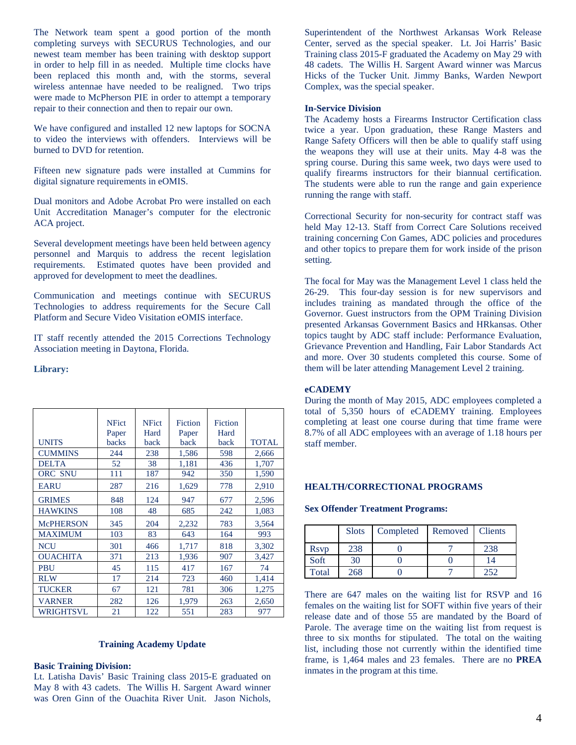The Network team spent a good portion of the month completing surveys with SECURUS Technologies, and our newest team member has been training with desktop support in order to help fill in as needed. Multiple time clocks have been replaced this month and, with the storms, several wireless antennae have needed to be realigned. Two trips were made to McPherson PIE in order to attempt a temporary repair to their connection and then to repair our own.

We have configured and installed 12 new laptops for SOCNA to video the interviews with offenders. Interviews will be burned to DVD for retention.

Fifteen new signature pads were installed at Cummins for digital signature requirements in eOMIS.

Dual monitors and Adobe Acrobat Pro were installed on each Unit Accreditation Manager's computer for the electronic ACA project.

Several development meetings have been held between agency personnel and Marquis to address the recent legislation requirements. Estimated quotes have been provided and approved for development to meet the deadlines.

Communication and meetings continue with SECURUS Technologies to address requirements for the Secure Call Platform and Secure Video Visitation eOMIS interface.

IT staff recently attended the 2015 Corrections Technology Association meeting in Daytona, Florida.

**Library:**

| UNITS | NFict Paper backs | NFict Hard back | Fiction Paper back | Fiction Hard back | TOTAL |
|---|---|---|---|---|---|
| CUMMINS | 244 | 238 | 1,586 | 598 | 2,666 |
| DELTA | 52 | 38 | 1,181 | 436 | 1,707 |
| ORC SNU | 111 | 187 | 942 | 350 | 1,590 |
| EARU | 287 | 216 | 1,629 | 778 | 2,910 |
| GRIMES | 848 | 124 | 947 | 677 | 2,596 |
| HAWKINS | 108 | 48 | 685 | 242 | 1,083 |
| McPHERSON | 345 | 204 | 2,232 | 783 | 3,564 |
| MAXIMUM | 103 | 83 | 643 | 164 | 993 |
| NCU | 301 | 466 | 1,717 | 818 | 3,302 |
| OUACHITA | 371 | 213 | 1,936 | 907 | 3,427 |
| PBU | 45 | 115 | 417 | 167 | 74 |
| RLW | 17 | 214 | 723 | 460 | 1,414 |
| TUCKER | 67 | 121 | 781 | 306 | 1,275 |
| VARNER | 282 | 126 | 1,979 | 263 | 2,650 |
| WRIGHTSVL | 21 | 122 | 551 | 283 | 977 |

## Training Academy Update

**Basic Training Division:**

Lt. Latisha Davis' Basic Training class 2015-E graduated on May 8 with 43 cadets. The Willis H. Sargent Award winner was Oren Ginn of the Ouachita River Unit. Jason Nichols, Superintendent of the Northwest Arkansas Work Release Center, served as the special speaker. Lt. Joi Harris' Basic Training class 2015-F graduated the Academy on May 29 with 48 cadets. The Willis H. Sargent Award winner was Marcus Hicks of the Tucker Unit. Jimmy Banks, Warden Newport Complex, was the special speaker.

**In-Service Division**

The Academy hosts a Firearms Instructor Certification class twice a year. Upon graduation, these Range Masters and Range Safety Officers will then be able to qualify staff using the weapons they will use at their units. May 4-8 was the spring course. During this same week, two days were used to qualify firearms instructors for their biannual certification. The students were able to run the range and gain experience running the range with staff.

Correctional Security for non-security for contract staff was held May 12-13. Staff from Correct Care Solutions received training concerning Con Games, ADC policies and procedures and other topics to prepare them for work inside of the prison setting.

The focal for May was the Management Level 1 class held the 26-29. This four-day session is for new supervisors and includes training as mandated through the office of the Governor. Guest instructors from the OPM Training Division presented Arkansas Government Basics and HRkansas. Other topics taught by ADC staff include: Performance Evaluation, Grievance Prevention and Handling, Fair Labor Standards Act and more. Over 30 students completed this course. Some of them will be later attending Management Level 2 training.

**eCADEMY**

During the month of May 2015, ADC employees completed a total of 5,350 hours of eCADEMY training. Employees completing at least one course during that time frame were 8.7% of all ADC employees with an average of 1.18 hours per staff member.

## HEALTH/CORRECTIONAL PROGRAMS

**Sex Offender Treatment Programs:**

| | Slots | Completed | Removed | Clients |
|---|---|---|---|---|
| Rsvp | 238 | 0 | 7 | 238 |
| Soft | 30 | 0 | 0 | 14 |
| Total | 268 | 0 | 7 | 252 |

There are 647 males on the waiting list for RSVP and 16 females on the waiting list for SOFT within five years of their release date and of those 55 are mandated by the Board of Parole. The average time on the waiting list from request is three to six months for stipulated. The total on the waiting list, including those not currently within the identified time frame, is 1,464 males and 23 females. There are no **PREA** inmates in the program at this time.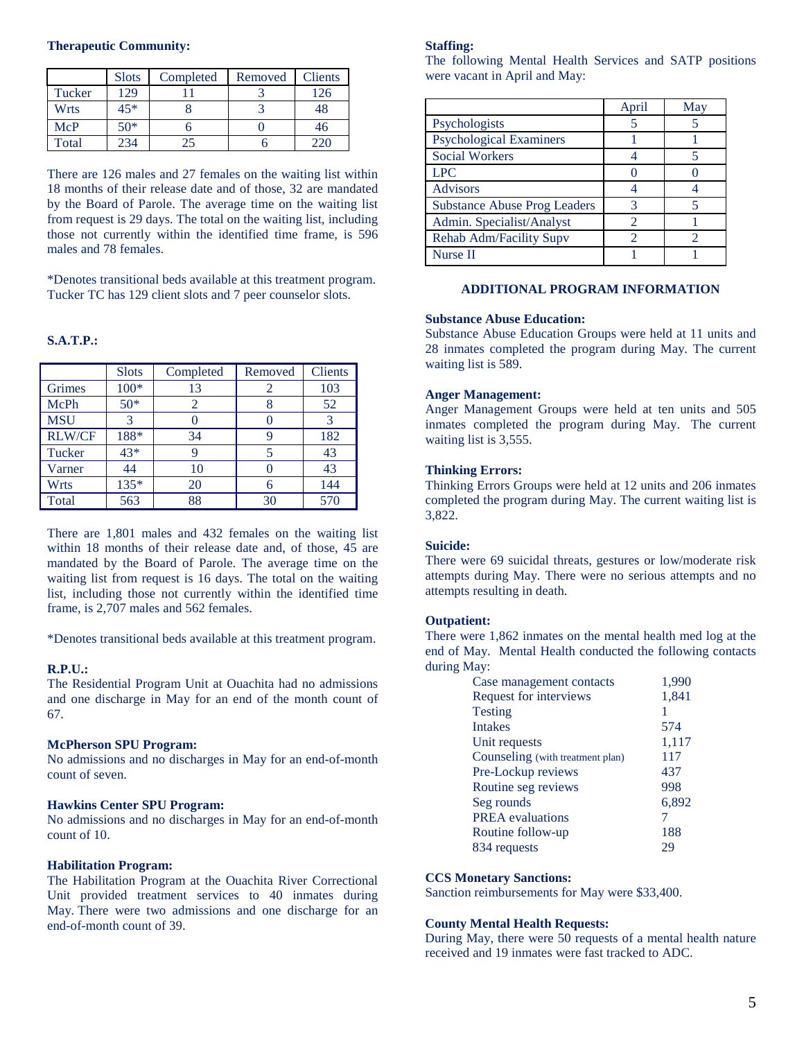**Therapeutic Community:**

| | Slots | Completed | Removed | Clients |
|---|---|---|---|---|
| Tucker | 129 | 11 | 3 | 126 |
| Wrts | 45* | 8 | 3 | 48 |
| McP | 50* | 6 | 0 | 46 |
| Total | 234 | 25 | 6 | 220 |

There are 126 males and 27 females on the waiting list within 18 months of their release date and of those, 32 are mandated by the Board of Parole. The average time on the waiting list from request is 29 days. The total on the waiting list, including those not currently within the identified time frame, is 596 males and 78 females.

*Denotes transitional beds available at this treatment program. Tucker TC has 129 client slots and 7 peer counselor slots.

**S.A.T.P.:**

| | Slots | Completed | Removed | Clients |
|---|---|---|---|---|
| Grimes | 100* | 13 | 2 | 103 |
| McPh | 50* | 2 | 8 | 52 |
| MSU | 3 | 0 | 0 | 3 |
| RLW/CF | 188* | 34 | 9 | 182 |
| Tucker | 43* | 9 | 5 | 43 |
| Varner | 44 | 10 | 0 | 43 |
| Wrts | 135* | 20 | 6 | 144 |
| Total | 563 | 88 | 30 | 570 |

There are 1,801 males and 432 females on the waiting list within 18 months of their release date and, of those, 45 are mandated by the Board of Parole. The average time on the waiting list from request is 16 days. The total on the waiting list, including those not currently within the identified time frame, is 2,707 males and 562 females.

*Denotes transitional beds available at this treatment program.

**R.P.U.:**

The Residential Program Unit at Ouachita had no admissions and one discharge in May for an end of the month count of 67.

**McPherson SPU Program:**

No admissions and no discharges in May for an end-of-month count of seven.

**Hawkins Center SPU Program:**

No admissions and no discharges in May for an end-of-month count of 10.

**Habilitation Program:**

The Habilitation Program at the Ouachita River Correctional Unit provided treatment services to 40 inmates during May. There were two admissions and one discharge for an end-of-month count of 39.

**Staffing:**

The following Mental Health Services and SATP positions were vacant in April and May:

| | April | May |
|---|---|---|
| Psychologists | 5 | 5 |
| Psychological Examiners | 1 | 1 |
| Social Workers | 4 | 5 |
| LPC | 0 | 0 |
| Advisors | 4 | 4 |
| Substance Abuse Prog Leaders | 3 | 5 |
| Admin. Specialist/Analyst | 2 | 1 |
| Rehab Adm/Facility Supv | 2 | 2 |
| Nurse II | 1 | 1 |

## ADDITIONAL PROGRAM INFORMATION

**Substance Abuse Education:**

Substance Abuse Education Groups were held at 11 units and 28 inmates completed the program during May. The current waiting list is 589.

**Anger Management:**

Anger Management Groups were held at ten units and 505 inmates completed the program during May. The current waiting list is 3,555.

**Thinking Errors:**

Thinking Errors Groups were held at 12 units and 206 inmates completed the program during May. The current waiting list is 3,822.

**Suicide:**

There were 69 suicidal threats, gestures or low/moderate risk attempts during May. There were no serious attempts and no attempts resulting in death.

**Outpatient:**

There were 1,862 inmates on the mental health med log at the end of May. Mental Health conducted the following contacts during May:

| | |
|---|---|
| Case management contacts | 1,990 |
| Request for interviews | 1,841 |
| Testing | 1 |
| Intakes | 574 |
| Unit requests | 1,117 |
| Counseling (with treatment plan) | 117 |
| Pre-Lockup reviews | 437 |
| Routine seg reviews | 998 |
| Seg rounds | 6,892 |
| PREA evaluations | 7 |
| Routine follow-up | 188 |
| 834 requests | 29 |

**CCS Monetary Sanctions:**

Sanction reimbursements for May were $33,400.

**County Mental Health Requests:**

During May, there were 50 requests of a mental health nature received and 19 inmates were fast tracked to ADC.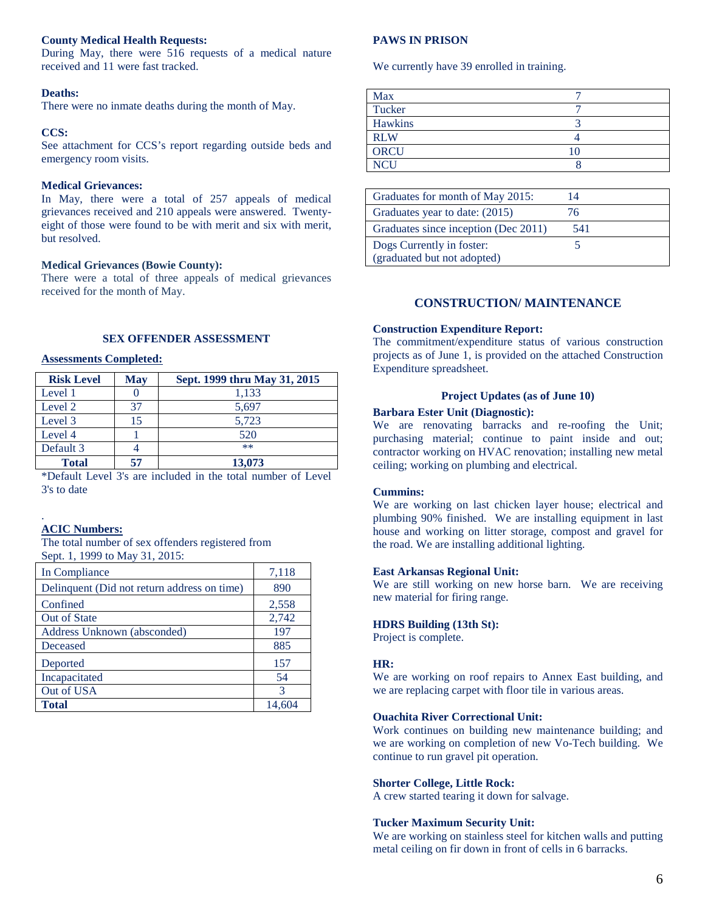**County Medical Health Requests:**
During May, there were 516 requests of a medical nature received and 11 were fast tracked.

**Deaths:**
There were no inmate deaths during the month of May.

**CCS:**
See attachment for CCS's report regarding outside beds and emergency room visits.

**Medical Grievances:**
In May, there were a total of 257 appeals of medical grievances received and 210 appeals were answered. Twenty-eight of those were found to be with merit and six with merit, but resolved.

**Medical Grievances (Bowie County):**
There were a total of three appeals of medical grievances received for the month of May.

### SEX OFFENDER ASSESSMENT

**Assessments Completed:**

| Risk Level | May | Sept. 1999 thru May 31, 2015 |
|---|---|---|
| Level 1 | 0 | 1,133 |
| Level 2 | 37 | 5,697 |
| Level 3 | 15 | 5,723 |
| Level 4 | 1 | 520 |
| Default 3 | 4 | ** |
| **Total** | **57** | **13,073** |

*Default Level 3's are included in the total number of Level 3's to date

**ACIC Numbers:**
The total number of sex offenders registered from Sept. 1, 1999 to May 31, 2015:

| | |
|---|---|
| In Compliance | 7,118 |
| Delinquent (Did not return address on time) | 890 |
| Confined | 2,558 |
| Out of State | 2,742 |
| Address Unknown (absconded) | 197 |
| Deceased | 885 |
| Deported | 157 |
| Incapacitated | 54 |
| Out of USA | 3 |
| **Total** | 14,604 |

**PAWS IN PRISON**

We currently have 39 enrolled in training.

| | |
|---|---|
| Max | 7 |
| Tucker | 7 |
| Hawkins | 3 |
| RLW | 4 |
| ORCU | 10 |
| NCU | 8 |

| | |
|---|---|
| Graduates for month of May 2015: | 14 |
| Graduates year to date: (2015) | 76 |
| Graduates since inception (Dec 2011) | 541 |
| Dogs Currently in foster: (graduated but not adopted) | 5 |

## CONSTRUCTION/ MAINTENANCE

**Construction Expenditure Report:**
The commitment/expenditure status of various construction projects as of June 1, is provided on the attached Construction Expenditure spreadsheet.

**Project Updates (as of June 10)**

**Barbara Ester Unit (Diagnostic):**
We are renovating barracks and re-roofing the Unit; purchasing material; continue to paint inside and out; contractor working on HVAC renovation; installing new metal ceiling; working on plumbing and electrical.

**Cummins:**
We are working on last chicken layer house; electrical and plumbing 90% finished. We are installing equipment in last house and working on litter storage, compost and gravel for the road. We are installing additional lighting.

**East Arkansas Regional Unit:**
We are still working on new horse barn. We are receiving new material for firing range.

**HDRS Building (13th St):**
Project is complete.

**HR:**
We are working on roof repairs to Annex East building, and we are replacing carpet with floor tile in various areas.

**Ouachita River Correctional Unit:**
Work continues on building new maintenance building; and we are working on completion of new Vo-Tech building. We continue to run gravel pit operation.

**Shorter College, Little Rock:**
A crew started tearing it down for salvage.

**Tucker Maximum Security Unit:**
We are working on stainless steel for kitchen walls and putting metal ceiling on fir down in front of cells in 6 barracks.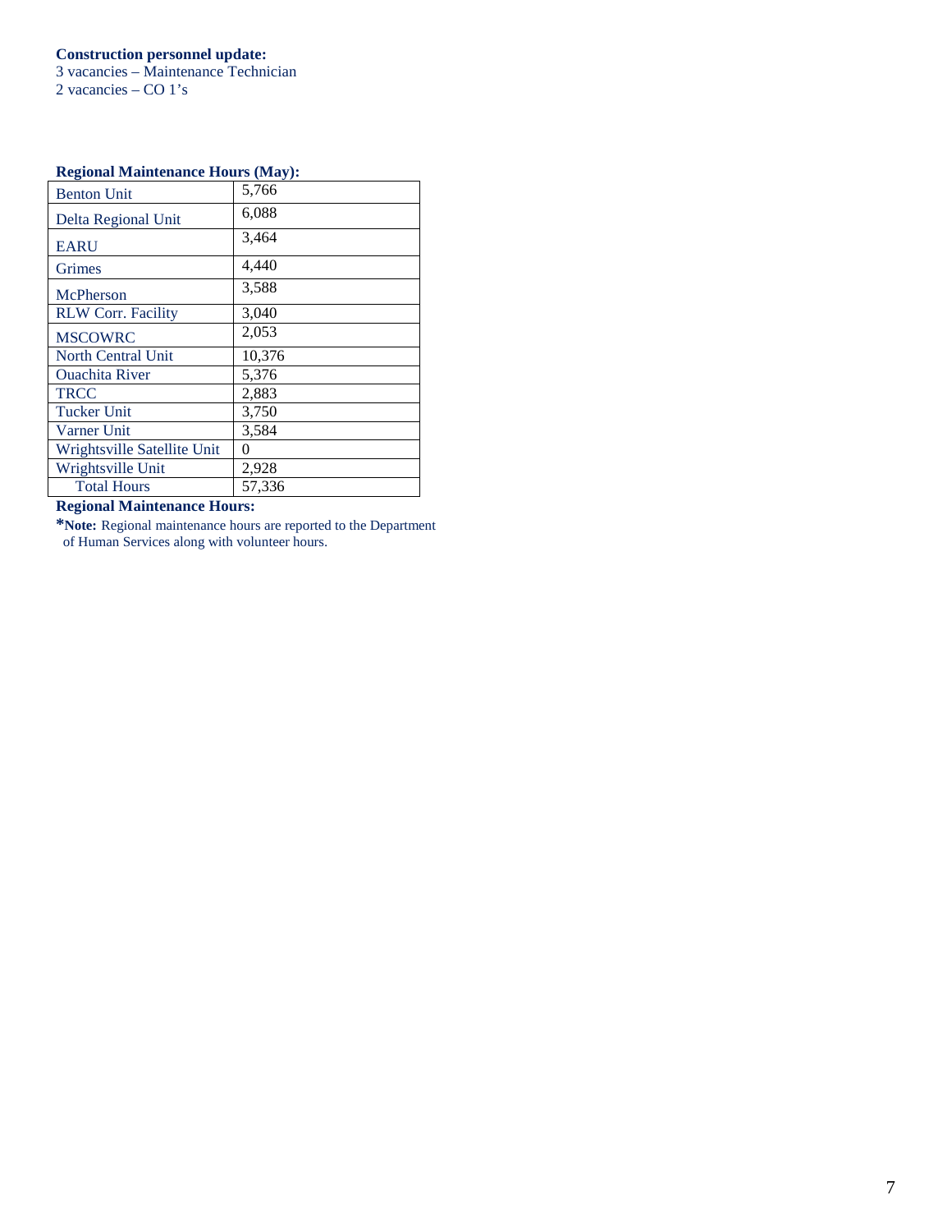**Construction personnel update:**

3 vacancies – Maintenance Technician
2 vacancies – CO 1's

**Regional Maintenance Hours (May):**

| | |
|---|---|
| Benton Unit | 5,766 |
| Delta Regional Unit | 6,088 |
| EARU | 3,464 |
| Grimes | 4,440 |
| McPherson | 3,588 |
| RLW Corr. Facility | 3,040 |
| MSCOWRC | 2,053 |
| North Central Unit | 10,376 |
| Ouachita River | 5,376 |
| TRCC | 2,883 |
| Tucker Unit | 3,750 |
| Varner Unit | 3,584 |
| Wrightsville Satellite Unit | 0 |
| Wrightsville Unit | 2,928 |
| Total Hours | 57,336 |

**Regional Maintenance Hours:**

***Note:** Regional maintenance hours are reported to the Department of Human Services along with volunteer hours.